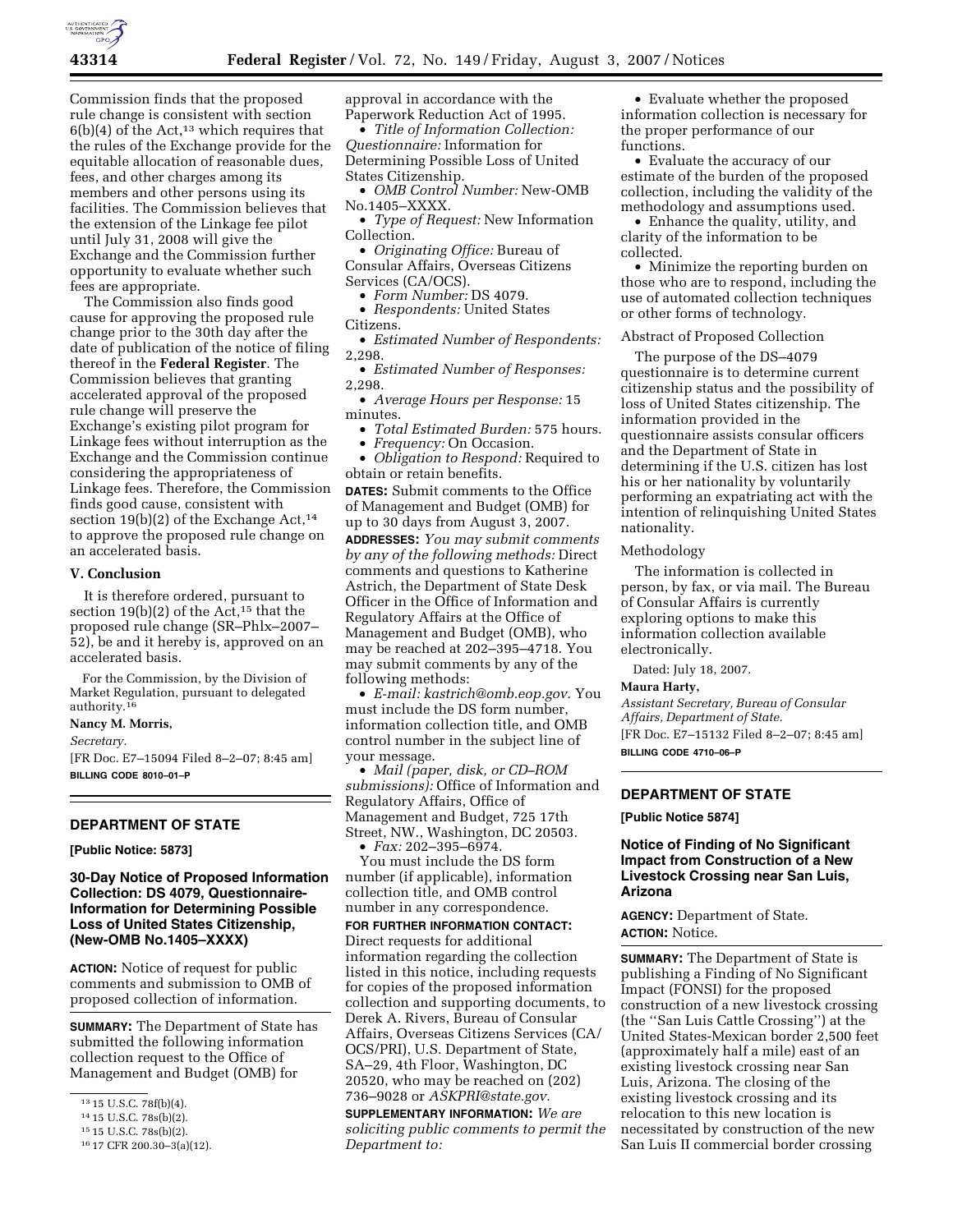Commission finds that the proposed rule change is consistent with section 6(b)(4) of the Act,[13] which requires that the rules of the Exchange provide for the equitable allocation of reasonable dues, fees, and other charges among its members and other persons using its facilities. The Commission believes that the extension of the Linkage fee pilot until July 31, 2008 will give the Exchange and the Commission further opportunity to evaluate whether such fees are appropriate.

The Commission also finds good cause for approving the proposed rule change prior to the 30th day after the date of publication of the notice of filing thereof in the **Federal Register**. The Commission believes that granting accelerated approval of the proposed rule change will preserve the Exchange's existing pilot program for Linkage fees without interruption as the Exchange and the Commission continue considering the appropriateness of Linkage fees. Therefore, the Commission finds good cause, consistent with section 19(b)(2) of the Exchange Act,[14] to approve the proposed rule change on an accelerated basis.

### V. Conclusion

It is therefore ordered, pursuant to section 19(b)(2) of the Act,[15] that the proposed rule change (SR–Phlx–2007–52), be and it hereby is, approved on an accelerated basis.

For the Commission, by the Division of Market Regulation, pursuant to delegated authority.[16]

**Nancy M. Morris,**

*Secretary.*

[FR Doc. E7–15094 Filed 8–2–07; 8:45 am]

**BILLING CODE 8010–01–P**

[13] 15 U.S.C. 78f(b)(4).

[14] 15 U.S.C. 78s(b)(2).

[15] 15 U.S.C. 78s(b)(2).

[16] 17 CFR 200.30–3(a)(12).

## DEPARTMENT OF STATE

**[Public Notice: 5873]**

### 30-Day Notice of Proposed Information Collection: DS 4079, Questionnaire-Information for Determining Possible Loss of United States Citizenship, (New-OMB No.1405–XXXX)

**ACTION:** Notice of request for public comments and submission to OMB of proposed collection of information.

**SUMMARY:** The Department of State has submitted the following information collection request to the Office of Management and Budget (OMB) for approval in accordance with the Paperwork Reduction Act of 1995.

- *Title of Information Collection: Questionnaire:* Information for Determining Possible Loss of United States Citizenship.
- *OMB Control Number:* New-OMB No.1405–XXXX.
- *Type of Request:* New Information Collection.
- *Originating Office:* Bureau of Consular Affairs, Overseas Citizens Services (CA/OCS).
- *Form Number:* DS 4079.
- *Respondents:* United States Citizens.
- *Estimated Number of Respondents:* 2,298.
- *Estimated Number of Responses:* 2,298.
- *Average Hours per Response:* 15 minutes.
- *Total Estimated Burden:* 575 hours.
- *Frequency:* On Occasion.
- *Obligation to Respond:* Required to obtain or retain benefits.

**DATES:** Submit comments to the Office of Management and Budget (OMB) for up to 30 days from August 3, 2007.

**ADDRESSES:** *You may submit comments by any of the following methods:* Direct comments and questions to Katherine Astrich, the Department of State Desk Officer in the Office of Information and Regulatory Affairs at the Office of Management and Budget (OMB), who may be reached at 202–395–4718. You may submit comments by any of the following methods:

- *E-mail: kastrich@omb.eop.gov.* You must include the DS form number, information collection title, and OMB control number in the subject line of your message.
- *Mail (paper, disk, or CD–ROM submissions):* Office of Information and Regulatory Affairs, Office of Management and Budget, 725 17th Street, NW., Washington, DC 20503.
- *Fax:* 202–395–6974.

You must include the DS form number (if applicable), information collection title, and OMB control number in any correspondence.

**FOR FURTHER INFORMATION CONTACT:** Direct requests for additional information regarding the collection listed in this notice, including requests for copies of the proposed information collection and supporting documents, to Derek A. Rivers, Bureau of Consular Affairs, Overseas Citizens Services (CA/OCS/PRI), U.S. Department of State, SA–29, 4th Floor, Washington, DC 20520, who may be reached on (202) 736–9028 or *ASKPRI@state.gov.*

**SUPPLEMENTARY INFORMATION:** *We are soliciting public comments to permit the Department to:*

- Evaluate whether the proposed information collection is necessary for the proper performance of our functions.
- Evaluate the accuracy of our estimate of the burden of the proposed collection, including the validity of the methodology and assumptions used.
- Enhance the quality, utility, and clarity of the information to be collected.
- Minimize the reporting burden on those who are to respond, including the use of automated collection techniques or other forms of technology.

Abstract of Proposed Collection

The purpose of the DS–4079 questionnaire is to determine current citizenship status and the possibility of loss of United States citizenship. The information provided in the questionnaire assists consular officers and the Department of State in determining if the U.S. citizen has lost his or her nationality by voluntarily performing an expatriating act with the intention of relinquishing United States nationality.

Methodology

The information is collected in person, by fax, or via mail. The Bureau of Consular Affairs is currently exploring options to make this information collection available electronically.

Dated: July 18, 2007.

**Maura Harty,**

*Assistant Secretary, Bureau of Consular Affairs, Department of State.*

[FR Doc. E7–15132 Filed 8–2–07; 8:45 am]

**BILLING CODE 4710–06–P**

## DEPARTMENT OF STATE

**[Public Notice 5874]**

### Notice of Finding of No Significant Impact from Construction of a New Livestock Crossing near San Luis, Arizona

**AGENCY:** Department of State.

**ACTION:** Notice.

**SUMMARY:** The Department of State is publishing a Finding of No Significant Impact (FONSI) for the proposed construction of a new livestock crossing (the ''San Luis Cattle Crossing'') at the United States-Mexican border 2,500 feet (approximately half a mile) east of an existing livestock crossing near San Luis, Arizona. The closing of the existing livestock crossing and its relocation to this new location is necessitated by construction of the new San Luis II commercial border crossing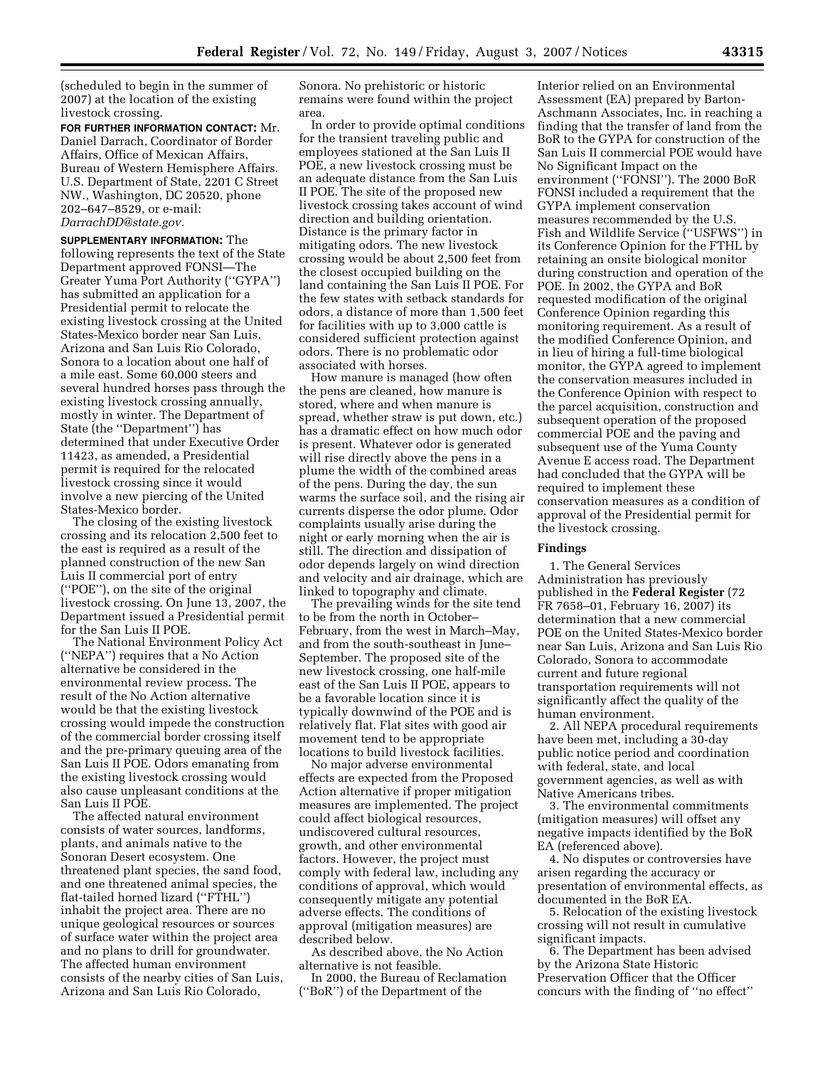(scheduled to begin in the summer of 2007) at the location of the existing livestock crossing.

**FOR FURTHER INFORMATION CONTACT:** Mr. Daniel Darrach, Coordinator of Border Affairs, Office of Mexican Affairs, Bureau of Western Hemisphere Affairs. U.S. Department of State, 2201 C Street NW., Washington, DC 20520, phone 202–647–8529, or e-mail: *DarrachDD@state.gov.*

**SUPPLEMENTARY INFORMATION:** The following represents the text of the State Department approved FONSI—The Greater Yuma Port Authority (''GYPA'') has submitted an application for a Presidential permit to relocate the existing livestock crossing at the United States-Mexico border near San Luis, Arizona and San Luis Rio Colorado, Sonora to a location about one half of a mile east. Some 60,000 steers and several hundred horses pass through the existing livestock crossing annually, mostly in winter. The Department of State (the ''Department'') has determined that under Executive Order 11423, as amended, a Presidential permit is required for the relocated livestock crossing since it would involve a new piercing of the United States-Mexico border.

The closing of the existing livestock crossing and its relocation 2,500 feet to the east is required as a result of the planned construction of the new San Luis II commercial port of entry (''POE''), on the site of the original livestock crossing. On June 13, 2007, the Department issued a Presidential permit for the San Luis II POE.

The National Environment Policy Act (''NEPA'') requires that a No Action alternative be considered in the environmental review process. The result of the No Action alternative would be that the existing livestock crossing would impede the construction of the commercial border crossing itself and the pre-primary queuing area of the San Luis II POE. Odors emanating from the existing livestock crossing would also cause unpleasant conditions at the San Luis II POE.

The affected natural environment consists of water sources, landforms, plants, and animals native to the Sonoran Desert ecosystem. One threatened plant species, the sand food, and one threatened animal species, the flat-tailed horned lizard (''FTHL'') inhabit the project area. There are no unique geological resources or sources of surface water within the project area and no plans to drill for groundwater. The affected human environment consists of the nearby cities of San Luis, Arizona and San Luis Rio Colorado, Sonora. No prehistoric or historic remains were found within the project area.

In order to provide optimal conditions for the transient traveling public and employees stationed at the San Luis II POE, a new livestock crossing must be an adequate distance from the San Luis II POE. The site of the proposed new livestock crossing takes account of wind direction and building orientation. Distance is the primary factor in mitigating odors. The new livestock crossing would be about 2,500 feet from the closest occupied building on the land containing the San Luis II POE. For the few states with setback standards for odors, a distance of more than 1,500 feet for facilities with up to 3,000 cattle is considered sufficient protection against odors. There is no problematic odor associated with horses.

How manure is managed (how often the pens are cleaned, how manure is stored, where and when manure is spread, whether straw is put down, etc.) has a dramatic effect on how much odor is present. Whatever odor is generated will rise directly above the pens in a plume the width of the combined areas of the pens. During the day, the sun warms the surface soil, and the rising air currents disperse the odor plume. Odor complaints usually arise during the night or early morning when the air is still. The direction and dissipation of odor depends largely on wind direction and velocity and air drainage, which are linked to topography and climate.

The prevailing winds for the site tend to be from the north in October–February, from the west in March–May, and from the south-southeast in June–September. The proposed site of the new livestock crossing, one half-mile east of the San Luis II POE, appears to be a favorable location since it is typically downwind of the POE and is relatively flat. Flat sites with good air movement tend to be appropriate locations to build livestock facilities.

No major adverse environmental effects are expected from the Proposed Action alternative if proper mitigation measures are implemented. The project could affect biological resources, undiscovered cultural resources, growth, and other environmental factors. However, the project must comply with federal law, including any conditions of approval, which would consequently mitigate any potential adverse effects. The conditions of approval (mitigation measures) are described below.

As described above, the No Action alternative is not feasible.

In 2000, the Bureau of Reclamation (''BoR'') of the Department of the Interior relied on an Environmental Assessment (EA) prepared by Barton-Aschmann Associates, Inc. in reaching a finding that the transfer of land from the BoR to the GYPA for construction of the San Luis II commercial POE would have No Significant Impact on the environment (''FONSI''). The 2000 BoR FONSI included a requirement that the GYPA implement conservation measures recommended by the U.S. Fish and Wildlife Service (''USFWS'') in its Conference Opinion for the FTHL by retaining an onsite biological monitor during construction and operation of the POE. In 2002, the GYPA and BoR requested modification of the original Conference Opinion regarding this monitoring requirement. As a result of the modified Conference Opinion, and in lieu of hiring a full-time biological monitor, the GYPA agreed to implement the conservation measures included in the Conference Opinion with respect to the parcel acquisition, construction and subsequent operation of the proposed commercial POE and the paving and subsequent use of the Yuma County Avenue E access road. The Department had concluded that the GYPA will be required to implement these conservation measures as a condition of approval of the Presidential permit for the livestock crossing.

## Findings

1. The General Services Administration has previously published in the **Federal Register** (72 FR 7658–01, February 16, 2007) its determination that a new commercial POE on the United States-Mexico border near San Luis, Arizona and San Luis Rio Colorado, Sonora to accommodate current and future regional transportation requirements will not significantly affect the quality of the human environment.

2. All NEPA procedural requirements have been met, including a 30-day public notice period and coordination with federal, state, and local government agencies, as well as with Native Americans tribes.

3. The environmental commitments (mitigation measures) will offset any negative impacts identified by the BoR EA (referenced above).

4. No disputes or controversies have arisen regarding the accuracy or presentation of environmental effects, as documented in the BoR EA.

5. Relocation of the existing livestock crossing will not result in cumulative significant impacts.

6. The Department has been advised by the Arizona State Historic Preservation Officer that the Officer concurs with the finding of ''no effect''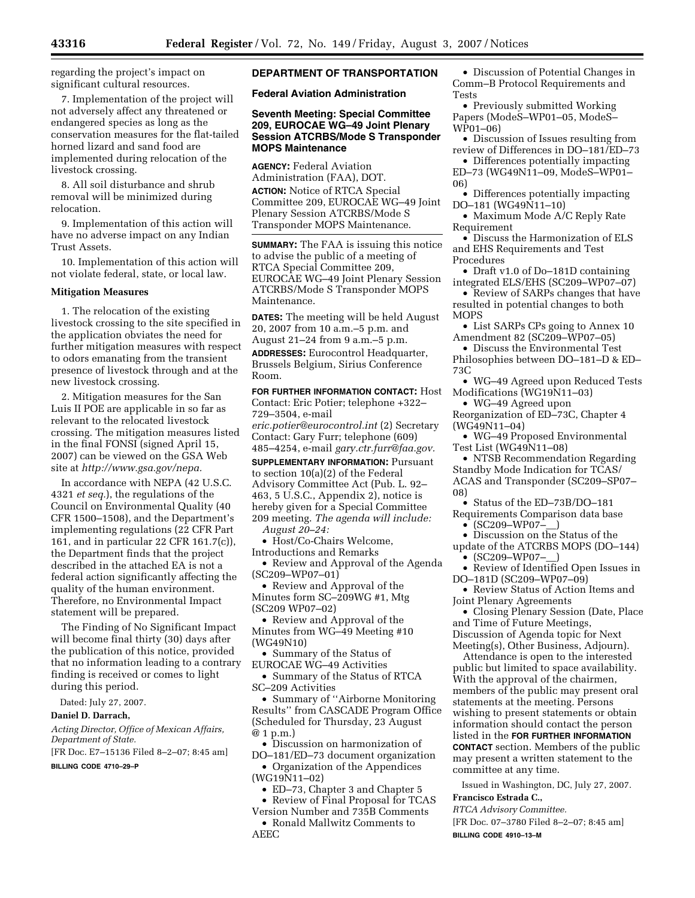regarding the project's impact on significant cultural resources.

7. Implementation of the project will not adversely affect any threatened or endangered species as long as the conservation measures for the flat-tailed horned lizard and sand food are implemented during relocation of the livestock crossing.

8. All soil disturbance and shrub removal will be minimized during relocation.

9. Implementation of this action will have no adverse impact on any Indian Trust Assets.

10. Implementation of this action will not violate federal, state, or local law.

**Mitigation Measures**

1. The relocation of the existing livestock crossing to the site specified in the application obviates the need for further mitigation measures with respect to odors emanating from the transient presence of livestock through and at the new livestock crossing.

2. Mitigation measures for the San Luis II POE are applicable in so far as relevant to the relocated livestock crossing. The mitigation measures listed in the final FONSI (signed April 15, 2007) can be viewed on the GSA Web site at *http://www.gsa.gov/nepa.*

In accordance with NEPA (42 U.S.C. 4321 *et seq.*), the regulations of the Council on Environmental Quality (40 CFR 1500–1508), and the Department's implementing regulations (22 CFR Part 161, and in particular 22 CFR 161.7(c)), the Department finds that the project described in the attached EA is not a federal action significantly affecting the quality of the human environment. Therefore, no Environmental Impact statement will be prepared.

The Finding of No Significant Impact will become final thirty (30) days after the publication of this notice, provided that no information leading to a contrary finding is received or comes to light during this period.

Dated: July 27, 2007.

**Daniel D. Darrach,**

*Acting Director, Office of Mexican Affairs, Department of State.*

[FR Doc. E7–15136 Filed 8–2–07; 8:45 am]

**BILLING CODE 4710–29–P**

## DEPARTMENT OF TRANSPORTATION

### Federal Aviation Administration

### Seventh Meeting: Special Committee 209, EUROCAE WG–49 Joint Plenary Session ATCRBS/Mode S Transponder MOPS Maintenance

**AGENCY:** Federal Aviation Administration (FAA), DOT.

**ACTION:** Notice of RTCA Special Committee 209, EUROCAE WG–49 Joint Plenary Session ATCRBS/Mode S Transponder MOPS Maintenance.

**SUMMARY:** The FAA is issuing this notice to advise the public of a meeting of RTCA Special Committee 209, EUROCAE WG–49 Joint Plenary Session ATCRBS/Mode S Transponder MOPS Maintenance.

**DATES:** The meeting will be held August 20, 2007 from 10 a.m.–5 p.m. and August 21–24 from 9 a.m.–5 p.m.

**ADDRESSES:** Eurocontrol Headquarter, Brussels Belgium, Sirius Conference Room.

**FOR FURTHER INFORMATION CONTACT:** Host Contact: Eric Potier; telephone +322–729–3504, e-mail *eric.potier@eurocontrol.int* (2) Secretary Contact: Gary Furr; telephone (609) 485–4254, e-mail *gary.ctr.furr@faa.gov.*

**SUPPLEMENTARY INFORMATION:** Pursuant to section 10(a)(2) of the Federal Advisory Committee Act (Pub. L. 92–463, 5 U.S.C., Appendix 2), notice is hereby given for a Special Committee 209 meeting. *The agenda will include:*

*August 20–24:*

- Host/Co-Chairs Welcome, Introductions and Remarks
- Review and Approval of the Agenda (SC209–WP07–01)
- Review and Approval of the Minutes form SC–209WG #1, Mtg (SC209 WP07–02)
- Review and Approval of the Minutes from WG–49 Meeting #10 (WG49N10)
- Summary of the Status of EUROCAE WG–49 Activities
- Summary of the Status of RTCA SC–209 Activities
- Summary of ''Airborne Monitoring Results'' from CASCADE Program Office (Scheduled for Thursday, 23 August @ 1 p.m.)
- Discussion on harmonization of DO–181/ED–73 document organization
- Organization of the Appendices (WG19N11–02)
- ED–73, Chapter 3 and Chapter 5
- Review of Final Proposal for TCAS Version Number and 735B Comments
- Ronald Mallwitz Comments to AEEC
- Discussion of Potential Changes in Comm–B Protocol Requirements and Tests
- Previously submitted Working Papers (ModeS–WP01–05, ModeS–WP01–06)
- Discussion of Issues resulting from review of Differences in DO–181/ED–73
- Differences potentially impacting ED–73 (WG49N11–09, ModeS–WP01–06)
- Differences potentially impacting DO–181 (WG49N11–10)
- Maximum Mode A/C Reply Rate Requirement
- Discuss the Harmonization of ELS and EHS Requirements and Test Procedures
- Draft v1.0 of Do–181D containing integrated ELS/EHS (SC209–WP07–07)
- Review of SARPs changes that have resulted in potential changes to both MOPS
- List SARPs CPs going to Annex 10 Amendment 82 (SC209–WP07–05)
- Discuss the Environmental Test Philosophies between DO–181–D & ED–73C
- WG–49 Agreed upon Reduced Tests Modifications (WG19N11–03)
- WG–49 Agreed upon Reorganization of ED–73C, Chapter 4 (WG49N11–04)
- WG–49 Proposed Environmental Test List (WG49N11–08)
- NTSB Recommendation Regarding Standby Mode Indication for TCAS/ACAS and Transponder (SC209–SP07–08)
- Status of the ED–73B/DO–181 Requirements Comparison data base
- (SC209–WP07–__)
- Discussion on the Status of the update of the ATCRBS MOPS (DO–144)
- (SC209–WP07–__)
- Review of Identified Open Issues in DO–181D (SC209–WP07–09)
- Review Status of Action Items and Joint Plenary Agreements
- Closing Plenary Session (Date, Place and Time of Future Meetings, Discussion of Agenda topic for Next Meeting(s), Other Business, Adjourn).

Attendance is open to the interested public but limited to space availability. With the approval of the chairmen, members of the public may present oral statements at the meeting. Persons wishing to present statements or obtain information should contact the person listed in the **FOR FURTHER INFORMATION CONTACT** section. Members of the public may present a written statement to the committee at any time.

Issued in Washington, DC, July 27, 2007.

**Francisco Estrada C.,**

*RTCA Advisory Committee.*

[FR Doc. 07–3780 Filed 8–2–07; 8:45 am]

**BILLING CODE 4910–13–M**